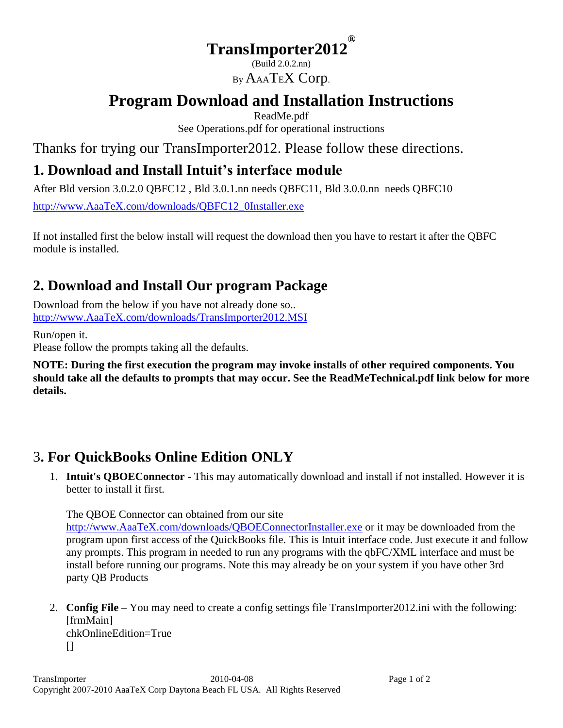# TransImporter2012®

(Build 2.0.2.nn)

By AaaTeX Corp.

# Program Download and Installation Instructions

ReadMe.pdf

See Operations.pdf for operational instructions

Thanks for trying our TransImporter2012. Please follow these directions.

## 1. Download and Install Intuit's interface module

After Bld version 3.0.2.0 QBFC12 , Bld 3.0.1.nn needs QBFC11, Bld 3.0.0.nn needs QBFC10

http://www.AaaTeX.com/downloads/QBFC12_0Installer.exe

If not installed first the below install will request the download then you have to restart it after the QBFC module is installed.

## 2. Download and Install Our program Package

Download from the below if you have not already done so..
http://www.AaaTeX.com/downloads/TransImporter2012.MSI

Run/open it.
Please follow the prompts taking all the defaults.

**NOTE: During the first execution the program may invoke installs of other required components. You should take all the defaults to prompts that may occur. See the ReadMeTechnical.pdf link below for more details.**

## 3. For QuickBooks Online Edition ONLY

1. **Intuit's QBOEConnector** - This may automatically download and install if not installed. However it is better to install it first.

   The QBOE Connector can obtained from our site
   http://www.AaaTeX.com/downloads/QBOEConnectorInstaller.exe or it may be downloaded from the program upon first access of the QuickBooks file. This is Intuit interface code. Just execute it and follow any prompts. This program in needed to run any programs with the qbFC/XML interface and must be install before running our programs. Note this may already be on your system if you have other 3rd party QB Products

2. **Config File** – You may need to create a config settings file TransImporter2012.ini with the following:
   [frmMain]
   chkOnlineEdition=True
   []

Copyright 2007-2010 AaaTeX Corp Daytona Beach FL USA. All Rights Reserved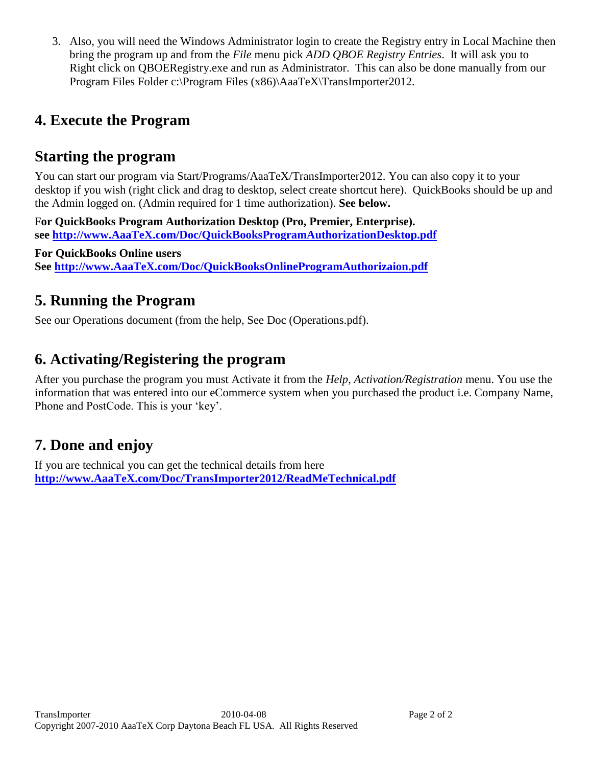3. Also, you will need the Windows Administrator login to create the Registry entry in Local Machine then bring the program up and from the *File* menu pick *ADD QBOE Registry Entries*. It will ask you to Right click on QBOERegistry.exe and run as Administrator. This can also be done manually from our Program Files Folder c:\Program Files (x86)\AaaTeX\TransImporter2012.

## 4. Execute the Program

## Starting the program

You can start our program via Start/Programs/AaaTeX/TransImporter2012. You can also copy it to your desktop if you wish (right click and drag to desktop, select create shortcut here). QuickBooks should be up and the Admin logged on. (Admin required for 1 time authorization). **See below.**

F**or QuickBooks Program Authorization Desktop (Pro, Premier, Enterprise).**
**see [http://www.AaaTeX.com/Doc/QuickBooksProgramAuthorizationDesktop.pdf](http://www.AaaTeX.com/Doc/QuickBooksProgramAuthorizationDesktop.pdf)**

**For QuickBooks Online users**
**See [http://www.AaaTeX.com/Doc/QuickBooksOnlineProgramAuthorizaion.pdf](http://www.AaaTeX.com/Doc/QuickBooksOnlineProgramAuthorizaion.pdf)**

## 5. Running the Program

See our Operations document (from the help, See Doc (Operations.pdf).

## 6. Activating/Registering the program

After you purchase the program you must Activate it from the *Help, Activation/Registration* menu. You use the information that was entered into our eCommerce system when you purchased the product i.e. Company Name, Phone and PostCode. This is your 'key'.

## 7. Done and enjoy

If you are technical you can get the technical details from here
**[http://www.AaaTeX.com/Doc/TransImporter2012/ReadMeTechnical.pdf](http://www.AaaTeX.com/Doc/TransImporter2012/ReadMeTechnical.pdf)**